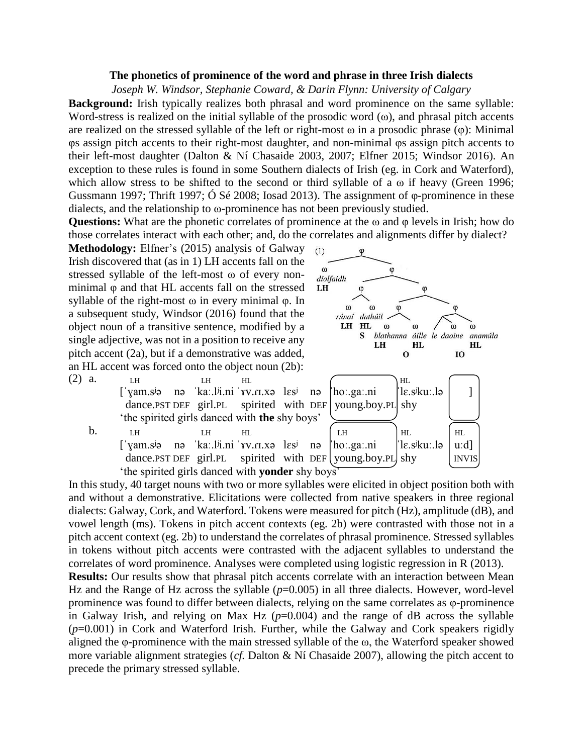**The phonetics of prominence of the word and phrase in three Irish dialects**

*Joseph W. Windsor, Stephanie Coward, & Darin Flynn: University of Calgary*

**Background:** Irish typically realizes both phrasal and word prominence on the same syllable: Word-stress is realized on the initial syllable of the prosodic word (ω), and phrasal pitch accents are realized on the stressed syllable of the left or right-most ω in a prosodic phrase (φ): Minimal φs assign pitch accents to their right-most daughter, and non-minimal φs assign pitch accents to their left-most daughter (Dalton & Ní Chasaide 2003, 2007; Elfner 2015; Windsor 2016). An exception to these rules is found in some Southern dialects of Irish (eg. in Cork and Waterford), which allow stress to be shifted to the second or third syllable of a ω if heavy (Green 1996; Gussmann 1997; Thrift 1997; Ó Sé 2008; Iosad 2013). The assignment of φ-prominence in these dialects, and the relationship to ω-prominence has not been previously studied.

**Questions:** What are the phonetic correlates of prominence at the ω and φ levels in Irish; how do those correlates interact with each other; and, do the correlates and alignments differ by dialect?

**Methodology:** Elfner's (2015) analysis of Galway Irish discovered that (as in 1) LH accents fall on the stressed syllable of the left-most ω of every non-minimal φ and that HL accents fall on the stressed syllable of the right-most ω in every minimal φ. In a subsequent study, Windsor (2016) found that the object noun of a transitive sentence, modified by a single adjective, was not in a position to receive any pitch accent (2a), but if a demonstrative was added, an HL accent was forced onto the object noun (2b):

(1) [φ [ω *díolfaidh* LH] [φ [φ [ω *rúnaí* LH] [ω *dathúil* HL]] S [φ [φ [ω *blathanna* LH] [ω *áille* HL]] O [φ [ω *le daoine*] [ω *anamúla* HL]] IO]]]

(2) a.
```
 LH          LH           HL                                  HL
[ˈɣam.sʲə  nə  ˈkaː.lʲi.ni ˈɤv.ɾɪ.xə  lɛsʲ  nə  ˈhoː.gaː.ni   ˈlɛ.sʲkuː.lə        ]
 dance.PST DEF  girl.PL    spirited  with DEF  young.boy.PL  shy
 'the spirited girls danced with the shy boys'
```

b.
```
 LH          LH           HL                        LH            HL            HL
[ˈɣam.sʲə  nə  ˈkaː.lʲi.ni ˈɤv.ɾɪ.xə  lɛsʲ  nə  ˈhoː.gaː.ni   ˈlɛ.sʲkuː.lə   uːd]
 dance.PST DEF  girl.PL    spirited  with DEF  young.boy.PL  shy           INVIS
 'the spirited girls danced with yonder shy boys'
```

In this study, 40 target nouns with two or more syllables were elicited in object position both with and without a demonstrative. Elicitations were collected from native speakers in three regional dialects: Galway, Cork, and Waterford. Tokens were measured for pitch (Hz), amplitude (dB), and vowel length (ms). Tokens in pitch accent contexts (eg. 2b) were contrasted with those not in a pitch accent context (eg. 2b) to understand the correlates of phrasal prominence. Stressed syllables in tokens without pitch accents were contrasted with the adjacent syllables to understand the correlates of word prominence. Analyses were completed using logistic regression in R (2013).

**Results:** Our results show that phrasal pitch accents correlate with an interaction between Mean Hz and the Range of Hz across the syllable ($p$=0.005) in all three dialects. However, word-level prominence was found to differ between dialects, relying on the same correlates as φ-prominence in Galway Irish, and relying on Max Hz ($p$=0.004) and the range of dB across the syllable ($p$=0.001) in Cork and Waterford Irish. Further, while the Galway and Cork speakers rigidly aligned the φ-prominence with the main stressed syllable of the ω, the Waterford speaker showed more variable alignment strategies (*cf.* Dalton & Ní Chasaide 2007), allowing the pitch accent to precede the primary stressed syllable.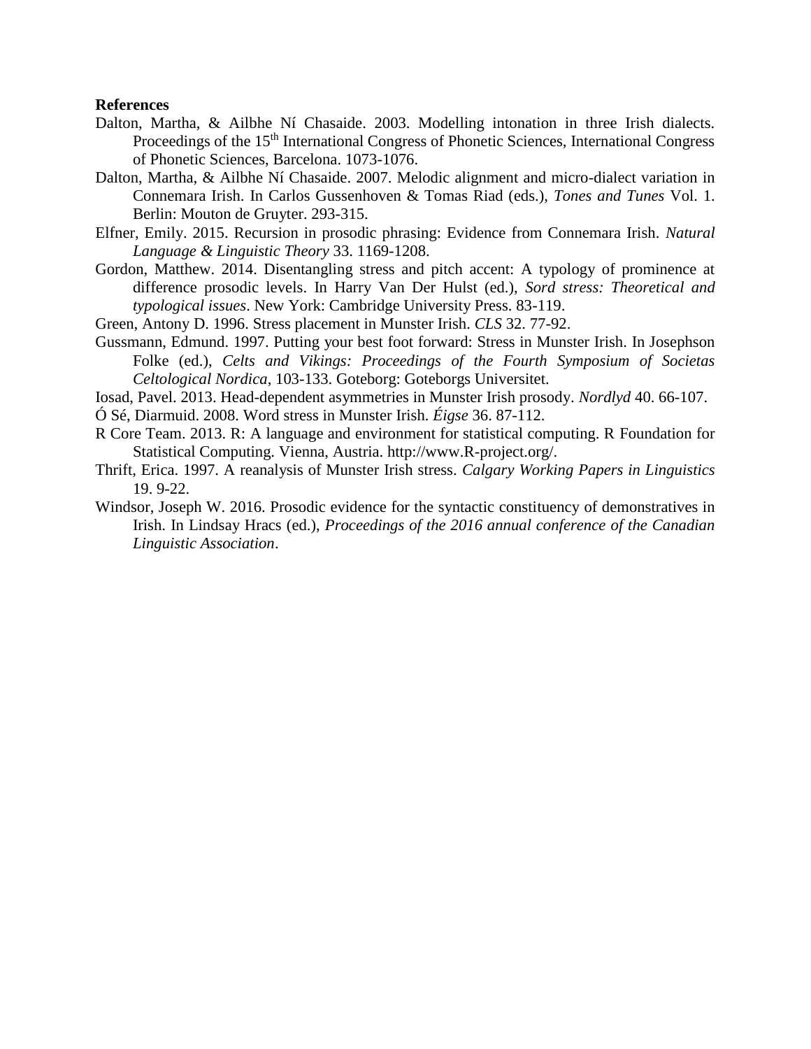**References**

Dalton, Martha, & Ailbhe Ní Chasaide. 2003. Modelling intonation in three Irish dialects. Proceedings of the 15th International Congress of Phonetic Sciences, International Congress of Phonetic Sciences, Barcelona. 1073-1076.

Dalton, Martha, & Ailbhe Ní Chasaide. 2007. Melodic alignment and micro-dialect variation in Connemara Irish. In Carlos Gussenhoven & Tomas Riad (eds.), *Tones and Tunes* Vol. 1. Berlin: Mouton de Gruyter. 293-315.

Elfner, Emily. 2015. Recursion in prosodic phrasing: Evidence from Connemara Irish. *Natural Language & Linguistic Theory* 33. 1169-1208.

Gordon, Matthew. 2014. Disentangling stress and pitch accent: A typology of prominence at difference prosodic levels. In Harry Van Der Hulst (ed.), *Sord stress: Theoretical and typological issues*. New York: Cambridge University Press. 83-119.

Green, Antony D. 1996. Stress placement in Munster Irish. *CLS* 32. 77-92.

Gussmann, Edmund. 1997. Putting your best foot forward: Stress in Munster Irish. In Josephson Folke (ed.), *Celts and Vikings: Proceedings of the Fourth Symposium of Societas Celtological Nordica*, 103-133. Goteborg: Goteborgs Universitet.

Iosad, Pavel. 2013. Head-dependent asymmetries in Munster Irish prosody. *Nordlyd* 40. 66-107.

Ó Sé, Diarmuid. 2008. Word stress in Munster Irish. *Éigse* 36. 87-112.

R Core Team. 2013. R: A language and environment for statistical computing. R Foundation for Statistical Computing. Vienna, Austria. http://www.R-project.org/.

Thrift, Erica. 1997. A reanalysis of Munster Irish stress. *Calgary Working Papers in Linguistics* 19. 9-22.

Windsor, Joseph W. 2016. Prosodic evidence for the syntactic constituency of demonstratives in Irish. In Lindsay Hracs (ed.), *Proceedings of the 2016 annual conference of the Canadian Linguistic Association*.